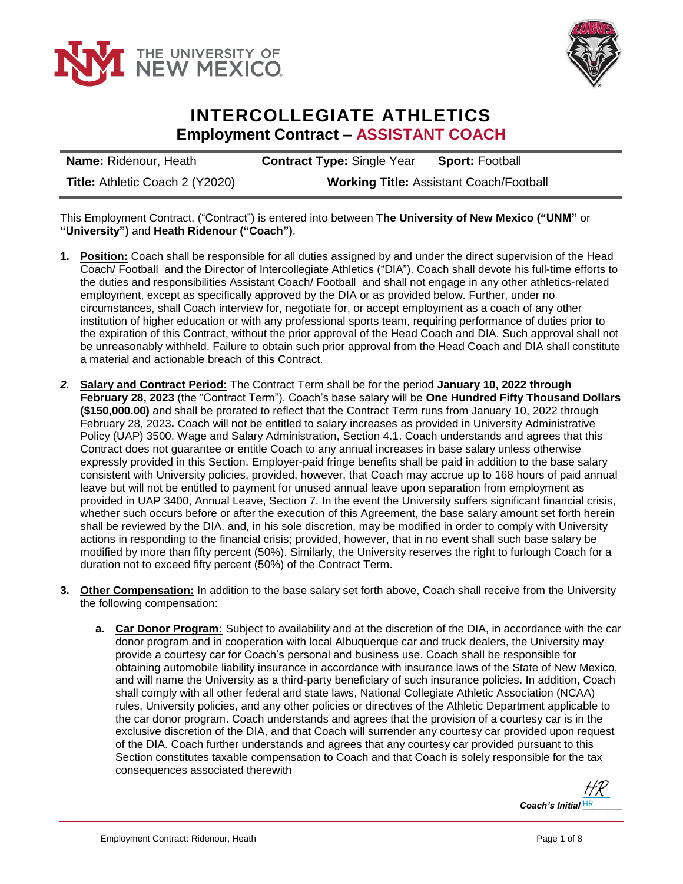# INTERCOLLEGIATE ATHLETICS

## Employment Contract – ASSISTANT COACH

| **Name:** Ridenour, Heath | **Contract Type:** Single Year | **Sport:** Football |
|---|---|---|
| **Title:** Athletic Coach 2 (Y2020) | **Working Title:** Assistant Coach/Football | |

This Employment Contract, ("Contract") is entered into between **The University of New Mexico ("UNM"** or **"University")** and **Heath Ridenour ("Coach")**.

1. **Position:** Coach shall be responsible for all duties assigned by and under the direct supervision of the Head Coach/ Football and the Director of Intercollegiate Athletics ("DIA"). Coach shall devote his full-time efforts to the duties and responsibilities Assistant Coach/ Football and shall not engage in any other athletics-related employment, except as specifically approved by the DIA or as provided below. Further, under no circumstances, shall Coach interview for, negotiate for, or accept employment as a coach of any other institution of higher education or with any professional sports team, requiring performance of duties prior to the expiration of this Contract, without the prior approval of the Head Coach and DIA. Such approval shall not be unreasonably withheld. Failure to obtain such prior approval from the Head Coach and DIA shall constitute a material and actionable breach of this Contract.

2. **Salary and Contract Period:** The Contract Term shall be for the period **January 10, 2022 through February 28, 2023** (the "Contract Term"). Coach's base salary will be **One Hundred Fifty Thousand Dollars ($150,000.00)** and shall be prorated to reflect that the Contract Term runs from January 10, 2022 through February 28, 2023**.** Coach will not be entitled to salary increases as provided in University Administrative Policy (UAP) 3500, Wage and Salary Administration, Section 4.1. Coach understands and agrees that this Contract does not guarantee or entitle Coach to any annual increases in base salary unless otherwise expressly provided in this Section. Employer-paid fringe benefits shall be paid in addition to the base salary consistent with University policies, provided, however, that Coach may accrue up to 168 hours of paid annual leave but will not be entitled to payment for unused annual leave upon separation from employment as provided in UAP 3400, Annual Leave, Section 7. In the event the University suffers significant financial crisis, whether such occurs before or after the execution of this Agreement, the base salary amount set forth herein shall be reviewed by the DIA, and, in his sole discretion, may be modified in order to comply with University actions in responding to the financial crisis; provided, however, that in no event shall such base salary be modified by more than fifty percent (50%). Similarly, the University reserves the right to furlough Coach for a duration not to exceed fifty percent (50%) of the Contract Term.

3. **Other Compensation:** In addition to the base salary set forth above, Coach shall receive from the University the following compensation:

   a. **Car Donor Program:** Subject to availability and at the discretion of the DIA, in accordance with the car donor program and in cooperation with local Albuquerque car and truck dealers, the University may provide a courtesy car for Coach's personal and business use. Coach shall be responsible for obtaining automobile liability insurance in accordance with insurance laws of the State of New Mexico, and will name the University as a third-party beneficiary of such insurance policies. In addition, Coach shall comply with all other federal and state laws, National Collegiate Athletic Association (NCAA) rules, University policies, and any other policies or directives of the Athletic Department applicable to the car donor program. Coach understands and agrees that the provision of a courtesy car is in the exclusive discretion of the DIA, and that Coach will surrender any courtesy car provided upon request of the DIA. Coach further understands and agrees that any courtesy car provided pursuant to this Section constitutes taxable compensation to Coach and that Coach is solely responsible for the tax consequences associated therewith

*Coach's Initial* HR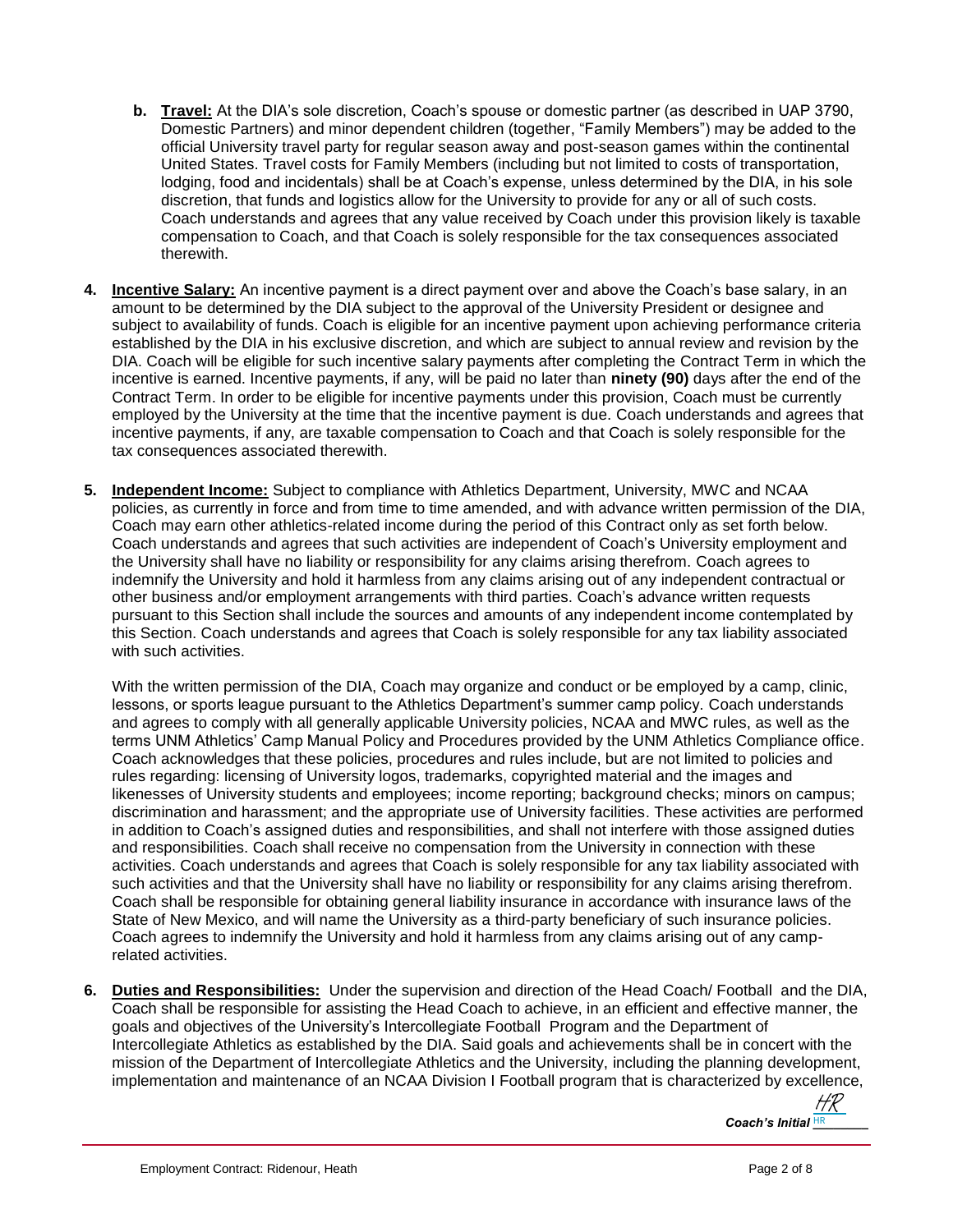b. **Travel:** At the DIA's sole discretion, Coach's spouse or domestic partner (as described in UAP 3790, Domestic Partners) and minor dependent children (together, "Family Members") may be added to the official University travel party for regular season away and post-season games within the continental United States. Travel costs for Family Members (including but not limited to costs of transportation, lodging, food and incidentals) shall be at Coach's expense, unless determined by the DIA, in his sole discretion, that funds and logistics allow for the University to provide for any or all of such costs. Coach understands and agrees that any value received by Coach under this provision likely is taxable compensation to Coach, and that Coach is solely responsible for the tax consequences associated therewith.

4. **Incentive Salary:** An incentive payment is a direct payment over and above the Coach's base salary, in an amount to be determined by the DIA subject to the approval of the University President or designee and subject to availability of funds. Coach is eligible for an incentive payment upon achieving performance criteria established by the DIA in his exclusive discretion, and which are subject to annual review and revision by the DIA. Coach will be eligible for such incentive salary payments after completing the Contract Term in which the incentive is earned. Incentive payments, if any, will be paid no later than **ninety (90)** days after the end of the Contract Term. In order to be eligible for incentive payments under this provision, Coach must be currently employed by the University at the time that the incentive payment is due. Coach understands and agrees that incentive payments, if any, are taxable compensation to Coach and that Coach is solely responsible for the tax consequences associated therewith.

5. **Independent Income:** Subject to compliance with Athletics Department, University, MWC and NCAA policies, as currently in force and from time to time amended, and with advance written permission of the DIA, Coach may earn other athletics-related income during the period of this Contract only as set forth below. Coach understands and agrees that such activities are independent of Coach's University employment and the University shall have no liability or responsibility for any claims arising therefrom. Coach agrees to indemnify the University and hold it harmless from any claims arising out of any independent contractual or other business and/or employment arrangements with third parties. Coach's advance written requests pursuant to this Section shall include the sources and amounts of any independent income contemplated by this Section. Coach understands and agrees that Coach is solely responsible for any tax liability associated with such activities.

   With the written permission of the DIA, Coach may organize and conduct or be employed by a camp, clinic, lessons, or sports league pursuant to the Athletics Department's summer camp policy. Coach understands and agrees to comply with all generally applicable University policies, NCAA and MWC rules, as well as the terms UNM Athletics' Camp Manual Policy and Procedures provided by the UNM Athletics Compliance office. Coach acknowledges that these policies, procedures and rules include, but are not limited to policies and rules regarding: licensing of University logos, trademarks, copyrighted material and the images and likenesses of University students and employees; income reporting; background checks; minors on campus; discrimination and harassment; and the appropriate use of University facilities. These activities are performed in addition to Coach's assigned duties and responsibilities, and shall not interfere with those assigned duties and responsibilities. Coach shall receive no compensation from the University in connection with these activities. Coach understands and agrees that Coach is solely responsible for any tax liability associated with such activities and that the University shall have no liability or responsibility for any claims arising therefrom. Coach shall be responsible for obtaining general liability insurance in accordance with insurance laws of the State of New Mexico, and will name the University as a third-party beneficiary of such insurance policies. Coach agrees to indemnify the University and hold it harmless from any claims arising out of any camp-related activities.

6. **Duties and Responsibilities:** Under the supervision and direction of the Head Coach/ Football and the DIA, Coach shall be responsible for assisting the Head Coach to achieve, in an efficient and effective manner, the goals and objectives of the University's Intercollegiate Football Program and the Department of Intercollegiate Athletics as established by the DIA. Said goals and achievements shall be in concert with the mission of the Department of Intercollegiate Athletics and the University, including the planning development, implementation and maintenance of an NCAA Division I Football program that is characterized by excellence,

*Coach's Initial* HR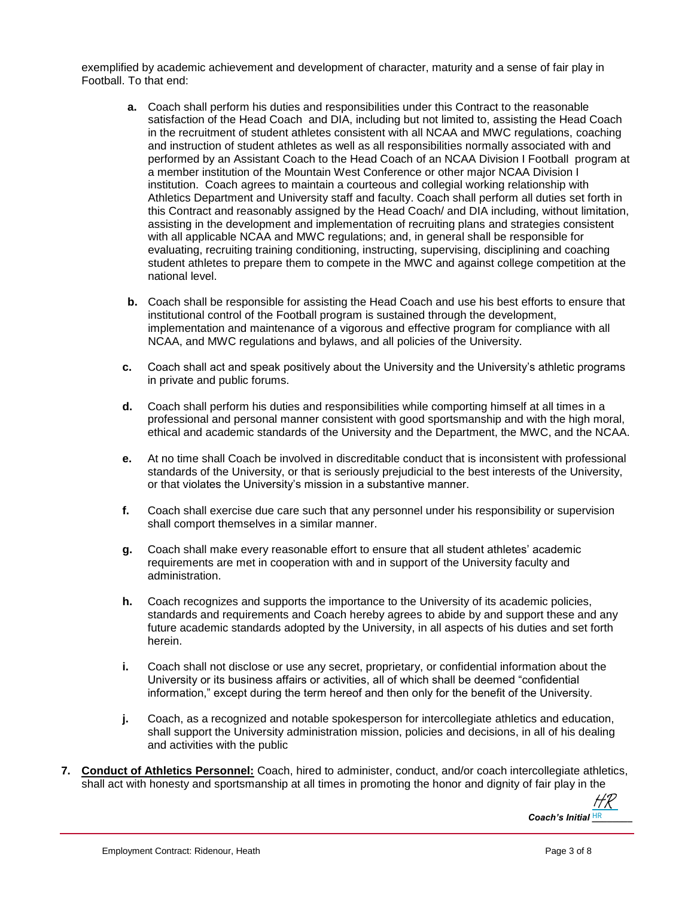exemplified by academic achievement and development of character, maturity and a sense of fair play in Football. To that end:

- **a.** Coach shall perform his duties and responsibilities under this Contract to the reasonable satisfaction of the Head Coach and DIA, including but not limited to, assisting the Head Coach in the recruitment of student athletes consistent with all NCAA and MWC regulations, coaching and instruction of student athletes as well as all responsibilities normally associated with and performed by an Assistant Coach to the Head Coach of an NCAA Division I Football program at a member institution of the Mountain West Conference or other major NCAA Division I institution. Coach agrees to maintain a courteous and collegial working relationship with Athletics Department and University staff and faculty. Coach shall perform all duties set forth in this Contract and reasonably assigned by the Head Coach/ and DIA including, without limitation, assisting in the development and implementation of recruiting plans and strategies consistent with all applicable NCAA and MWC regulations; and, in general shall be responsible for evaluating, recruiting training conditioning, instructing, supervising, disciplining and coaching student athletes to prepare them to compete in the MWC and against college competition at the national level.

- **b.** Coach shall be responsible for assisting the Head Coach and use his best efforts to ensure that institutional control of the Football program is sustained through the development, implementation and maintenance of a vigorous and effective program for compliance with all NCAA, and MWC regulations and bylaws, and all policies of the University.

- **c.** Coach shall act and speak positively about the University and the University's athletic programs in private and public forums.

- **d.** Coach shall perform his duties and responsibilities while comporting himself at all times in a professional and personal manner consistent with good sportsmanship and with the high moral, ethical and academic standards of the University and the Department, the MWC, and the NCAA.

- **e.** At no time shall Coach be involved in discreditable conduct that is inconsistent with professional standards of the University, or that is seriously prejudicial to the best interests of the University, or that violates the University's mission in a substantive manner.

- **f.** Coach shall exercise due care such that any personnel under his responsibility or supervision shall comport themselves in a similar manner.

- **g.** Coach shall make every reasonable effort to ensure that all student athletes' academic requirements are met in cooperation with and in support of the University faculty and administration.

- **h.** Coach recognizes and supports the importance to the University of its academic policies, standards and requirements and Coach hereby agrees to abide by and support these and any future academic standards adopted by the University, in all aspects of his duties and set forth herein.

- **i.** Coach shall not disclose or use any secret, proprietary, or confidential information about the University or its business affairs or activities, all of which shall be deemed "confidential information," except during the term hereof and then only for the benefit of the University.

- **j.** Coach, as a recognized and notable spokesperson for intercollegiate athletics and education, shall support the University administration mission, policies and decisions, in all of his dealing and activities with the public

**7.** **<u>Conduct of Athletics Personnel:</u>** Coach, hired to administer, conduct, and/or coach intercollegiate athletics, shall act with honesty and sportsmanship at all times in promoting the honor and dignity of fair play in the

*Coach's Initial* HR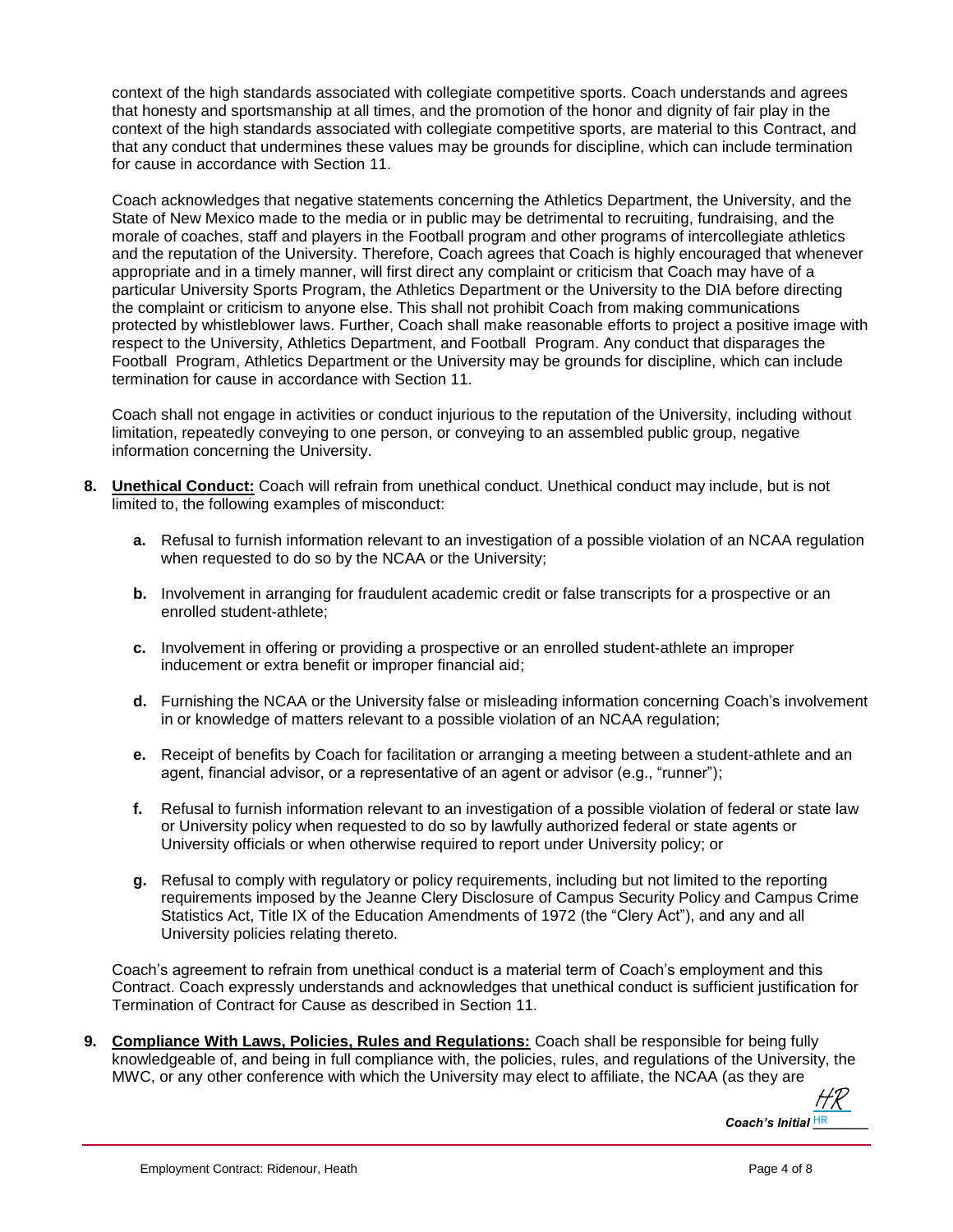context of the high standards associated with collegiate competitive sports. Coach understands and agrees that honesty and sportsmanship at all times, and the promotion of the honor and dignity of fair play in the context of the high standards associated with collegiate competitive sports, are material to this Contract, and that any conduct that undermines these values may be grounds for discipline, which can include termination for cause in accordance with Section 11.

Coach acknowledges that negative statements concerning the Athletics Department, the University, and the State of New Mexico made to the media or in public may be detrimental to recruiting, fundraising, and the morale of coaches, staff and players in the Football program and other programs of intercollegiate athletics and the reputation of the University. Therefore, Coach agrees that Coach is highly encouraged that whenever appropriate and in a timely manner, will first direct any complaint or criticism that Coach may have of a particular University Sports Program, the Athletics Department or the University to the DIA before directing the complaint or criticism to anyone else. This shall not prohibit Coach from making communications protected by whistleblower laws. Further, Coach shall make reasonable efforts to project a positive image with respect to the University, Athletics Department, and Football Program. Any conduct that disparages the Football Program, Athletics Department or the University may be grounds for discipline, which can include termination for cause in accordance with Section 11.

Coach shall not engage in activities or conduct injurious to the reputation of the University, including without limitation, repeatedly conveying to one person, or conveying to an assembled public group, negative information concerning the University.

**8. Unethical Conduct:** Coach will refrain from unethical conduct. Unethical conduct may include, but is not limited to, the following examples of misconduct:

**a.** Refusal to furnish information relevant to an investigation of a possible violation of an NCAA regulation when requested to do so by the NCAA or the University;

**b.** Involvement in arranging for fraudulent academic credit or false transcripts for a prospective or an enrolled student-athlete;

**c.** Involvement in offering or providing a prospective or an enrolled student-athlete an improper inducement or extra benefit or improper financial aid;

**d.** Furnishing the NCAA or the University false or misleading information concerning Coach's involvement in or knowledge of matters relevant to a possible violation of an NCAA regulation;

**e.** Receipt of benefits by Coach for facilitation or arranging a meeting between a student-athlete and an agent, financial advisor, or a representative of an agent or advisor (e.g., "runner");

**f.** Refusal to furnish information relevant to an investigation of a possible violation of federal or state law or University policy when requested to do so by lawfully authorized federal or state agents or University officials or when otherwise required to report under University policy; or

**g.** Refusal to comply with regulatory or policy requirements, including but not limited to the reporting requirements imposed by the Jeanne Clery Disclosure of Campus Security Policy and Campus Crime Statistics Act, Title IX of the Education Amendments of 1972 (the "Clery Act"), and any and all University policies relating thereto.

Coach's agreement to refrain from unethical conduct is a material term of Coach's employment and this Contract. Coach expressly understands and acknowledges that unethical conduct is sufficient justification for Termination of Contract for Cause as described in Section 11.

**9. Compliance With Laws, Policies, Rules and Regulations:** Coach shall be responsible for being fully knowledgeable of, and being in full compliance with, the policies, rules, and regulations of the University, the MWC, or any other conference with which the University may elect to affiliate, the NCAA (as they are

*Coach's Initial* HR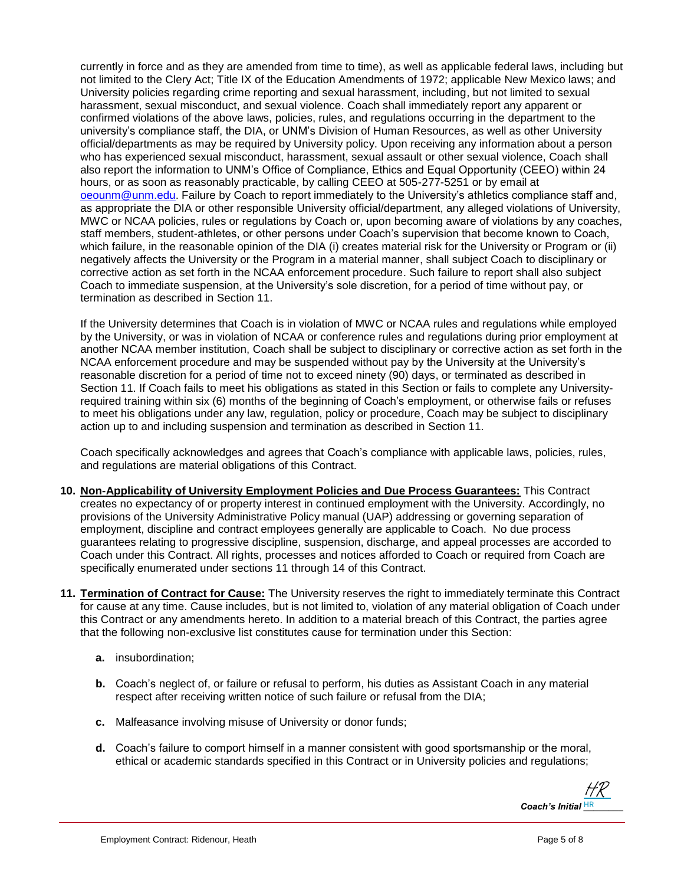currently in force and as they are amended from time to time), as well as applicable federal laws, including but not limited to the Clery Act; Title IX of the Education Amendments of 1972; applicable New Mexico laws; and University policies regarding crime reporting and sexual harassment, including, but not limited to sexual harassment, sexual misconduct, and sexual violence. Coach shall immediately report any apparent or confirmed violations of the above laws, policies, rules, and regulations occurring in the department to the university's compliance staff, the DIA, or UNM's Division of Human Resources, as well as other University official/departments as may be required by University policy. Upon receiving any information about a person who has experienced sexual misconduct, harassment, sexual assault or other sexual violence, Coach shall also report the information to UNM's Office of Compliance, Ethics and Equal Opportunity (CEEO) within 24 hours, or as soon as reasonably practicable, by calling CEEO at 505-277-5251 or by email at oeounm@unm.edu. Failure by Coach to report immediately to the University's athletics compliance staff and, as appropriate the DIA or other responsible University official/department, any alleged violations of University, MWC or NCAA policies, rules or regulations by Coach or, upon becoming aware of violations by any coaches, staff members, student-athletes, or other persons under Coach's supervision that become known to Coach, which failure, in the reasonable opinion of the DIA (i) creates material risk for the University or Program or (ii) negatively affects the University or the Program in a material manner, shall subject Coach to disciplinary or corrective action as set forth in the NCAA enforcement procedure. Such failure to report shall also subject Coach to immediate suspension, at the University's sole discretion, for a period of time without pay, or termination as described in Section 11.

If the University determines that Coach is in violation of MWC or NCAA rules and regulations while employed by the University, or was in violation of NCAA or conference rules and regulations during prior employment at another NCAA member institution, Coach shall be subject to disciplinary or corrective action as set forth in the NCAA enforcement procedure and may be suspended without pay by the University at the University's reasonable discretion for a period of time not to exceed ninety (90) days, or terminated as described in Section 11. If Coach fails to meet his obligations as stated in this Section or fails to complete any University-required training within six (6) months of the beginning of Coach's employment, or otherwise fails or refuses to meet his obligations under any law, regulation, policy or procedure, Coach may be subject to disciplinary action up to and including suspension and termination as described in Section 11.

Coach specifically acknowledges and agrees that Coach's compliance with applicable laws, policies, rules, and regulations are material obligations of this Contract.

**10. Non-Applicability of University Employment Policies and Due Process Guarantees:** This Contract creates no expectancy of or property interest in continued employment with the University. Accordingly, no provisions of the University Administrative Policy manual (UAP) addressing or governing separation of employment, discipline and contract employees generally are applicable to Coach. No due process guarantees relating to progressive discipline, suspension, discharge, and appeal processes are accorded to Coach under this Contract. All rights, processes and notices afforded to Coach or required from Coach are specifically enumerated under sections 11 through 14 of this Contract.

**11. Termination of Contract for Cause:** The University reserves the right to immediately terminate this Contract for cause at any time. Cause includes, but is not limited to, violation of any material obligation of Coach under this Contract or any amendments hereto. In addition to a material breach of this Contract, the parties agree that the following non-exclusive list constitutes cause for termination under this Section:

- **a.** insubordination;
- **b.** Coach's neglect of, or failure or refusal to perform, his duties as Assistant Coach in any material respect after receiving written notice of such failure or refusal from the DIA;
- **c.** Malfeasance involving misuse of University or donor funds;
- **d.** Coach's failure to comport himself in a manner consistent with good sportsmanship or the moral, ethical or academic standards specified in this Contract or in University policies and regulations;

*Coach's Initial* HR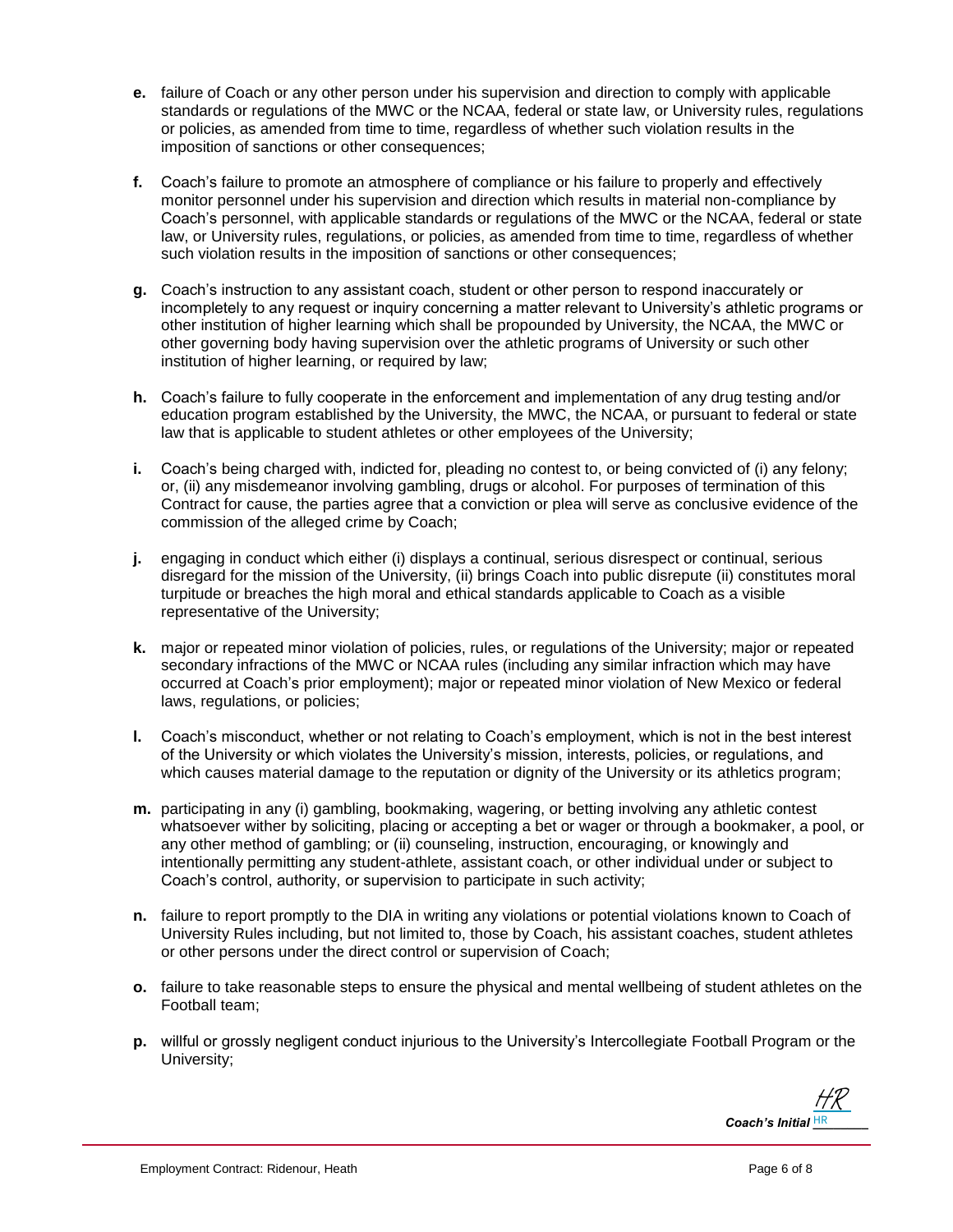**e.** failure of Coach or any other person under his supervision and direction to comply with applicable standards or regulations of the MWC or the NCAA, federal or state law, or University rules, regulations or policies, as amended from time to time, regardless of whether such violation results in the imposition of sanctions or other consequences;

**f.** Coach's failure to promote an atmosphere of compliance or his failure to properly and effectively monitor personnel under his supervision and direction which results in material non-compliance by Coach's personnel, with applicable standards or regulations of the MWC or the NCAA, federal or state law, or University rules, regulations, or policies, as amended from time to time, regardless of whether such violation results in the imposition of sanctions or other consequences;

**g.** Coach's instruction to any assistant coach, student or other person to respond inaccurately or incompletely to any request or inquiry concerning a matter relevant to University's athletic programs or other institution of higher learning which shall be propounded by University, the NCAA, the MWC or other governing body having supervision over the athletic programs of University or such other institution of higher learning, or required by law;

**h.** Coach's failure to fully cooperate in the enforcement and implementation of any drug testing and/or education program established by the University, the MWC, the NCAA, or pursuant to federal or state law that is applicable to student athletes or other employees of the University;

**i.** Coach's being charged with, indicted for, pleading no contest to, or being convicted of (i) any felony; or, (ii) any misdemeanor involving gambling, drugs or alcohol. For purposes of termination of this Contract for cause, the parties agree that a conviction or plea will serve as conclusive evidence of the commission of the alleged crime by Coach;

**j.** engaging in conduct which either (i) displays a continual, serious disrespect or continual, serious disregard for the mission of the University, (ii) brings Coach into public disrepute (ii) constitutes moral turpitude or breaches the high moral and ethical standards applicable to Coach as a visible representative of the University;

**k.** major or repeated minor violation of policies, rules, or regulations of the University; major or repeated secondary infractions of the MWC or NCAA rules (including any similar infraction which may have occurred at Coach's prior employment); major or repeated minor violation of New Mexico or federal laws, regulations, or policies;

**l.** Coach's misconduct, whether or not relating to Coach's employment, which is not in the best interest of the University or which violates the University's mission, interests, policies, or regulations, and which causes material damage to the reputation or dignity of the University or its athletics program;

**m.** participating in any (i) gambling, bookmaking, wagering, or betting involving any athletic contest whatsoever wither by soliciting, placing or accepting a bet or wager or through a bookmaker, a pool, or any other method of gambling; or (ii) counseling, instruction, encouraging, or knowingly and intentionally permitting any student-athlete, assistant coach, or other individual under or subject to Coach's control, authority, or supervision to participate in such activity;

**n.** failure to report promptly to the DIA in writing any violations or potential violations known to Coach of University Rules including, but not limited to, those by Coach, his assistant coaches, student athletes or other persons under the direct control or supervision of Coach;

**o.** failure to take reasonable steps to ensure the physical and mental wellbeing of student athletes on the Football team;

**p.** willful or grossly negligent conduct injurious to the University's Intercollegiate Football Program or the University;

*Coach's Initial* HR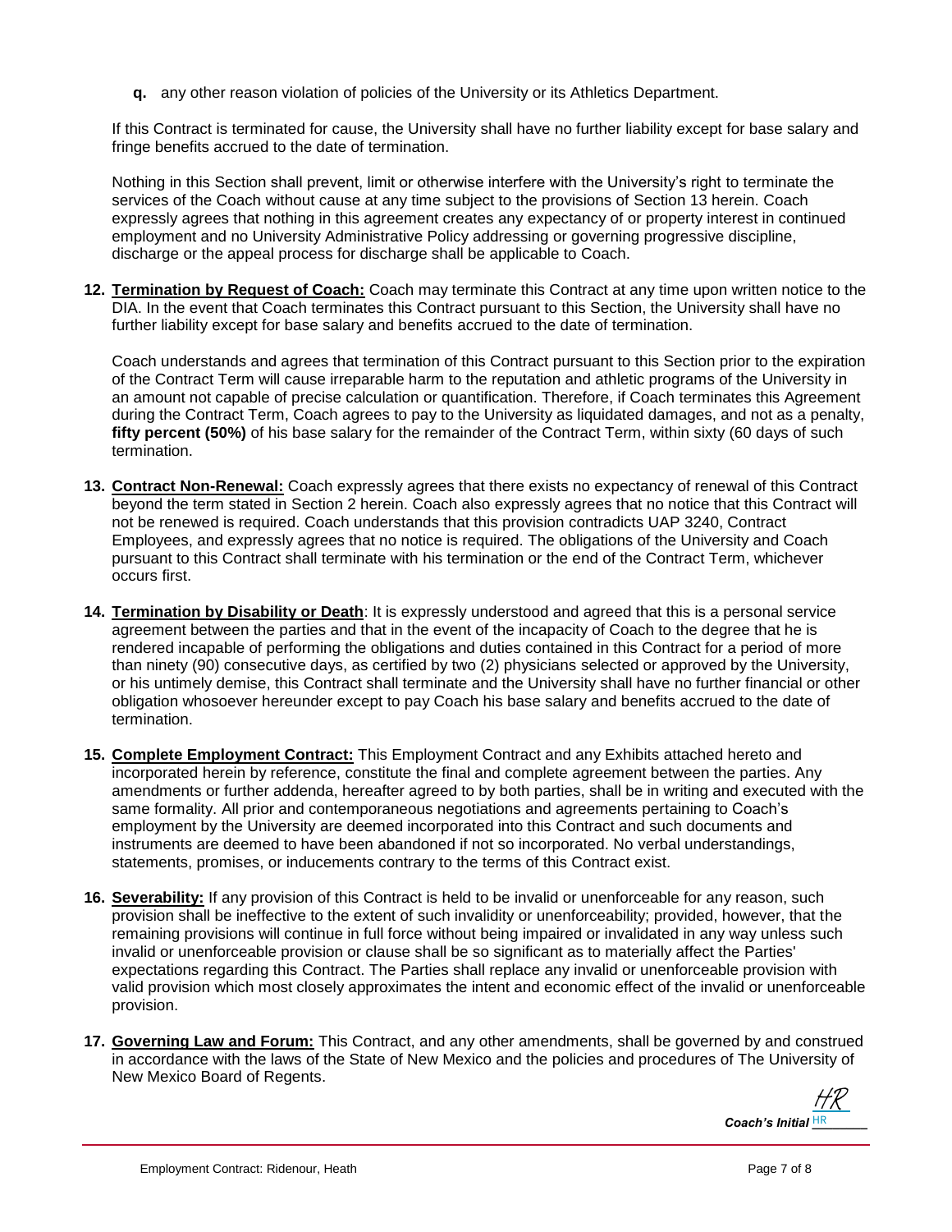**q.** any other reason violation of policies of the University or its Athletics Department.

If this Contract is terminated for cause, the University shall have no further liability except for base salary and fringe benefits accrued to the date of termination.

Nothing in this Section shall prevent, limit or otherwise interfere with the University's right to terminate the services of the Coach without cause at any time subject to the provisions of Section 13 herein. Coach expressly agrees that nothing in this agreement creates any expectancy of or property interest in continued employment and no University Administrative Policy addressing or governing progressive discipline, discharge or the appeal process for discharge shall be applicable to Coach.

**12. Termination by Request of Coach:** Coach may terminate this Contract at any time upon written notice to the DIA. In the event that Coach terminates this Contract pursuant to this Section, the University shall have no further liability except for base salary and benefits accrued to the date of termination.

Coach understands and agrees that termination of this Contract pursuant to this Section prior to the expiration of the Contract Term will cause irreparable harm to the reputation and athletic programs of the University in an amount not capable of precise calculation or quantification. Therefore, if Coach terminates this Agreement during the Contract Term, Coach agrees to pay to the University as liquidated damages, and not as a penalty, **fifty percent (50%)** of his base salary for the remainder of the Contract Term, within sixty (60 days of such termination.

**13. Contract Non-Renewal:** Coach expressly agrees that there exists no expectancy of renewal of this Contract beyond the term stated in Section 2 herein. Coach also expressly agrees that no notice that this Contract will not be renewed is required. Coach understands that this provision contradicts UAP 3240, Contract Employees, and expressly agrees that no notice is required. The obligations of the University and Coach pursuant to this Contract shall terminate with his termination or the end of the Contract Term, whichever occurs first.

**14. Termination by Disability or Death**: It is expressly understood and agreed that this is a personal service agreement between the parties and that in the event of the incapacity of Coach to the degree that he is rendered incapable of performing the obligations and duties contained in this Contract for a period of more than ninety (90) consecutive days, as certified by two (2) physicians selected or approved by the University, or his untimely demise, this Contract shall terminate and the University shall have no further financial or other obligation whosoever hereunder except to pay Coach his base salary and benefits accrued to the date of termination.

**15. Complete Employment Contract:** This Employment Contract and any Exhibits attached hereto and incorporated herein by reference, constitute the final and complete agreement between the parties. Any amendments or further addenda, hereafter agreed to by both parties, shall be in writing and executed with the same formality. All prior and contemporaneous negotiations and agreements pertaining to Coach's employment by the University are deemed incorporated into this Contract and such documents and instruments are deemed to have been abandoned if not so incorporated. No verbal understandings, statements, promises, or inducements contrary to the terms of this Contract exist.

**16. Severability:** If any provision of this Contract is held to be invalid or unenforceable for any reason, such provision shall be ineffective to the extent of such invalidity or unenforceability; provided, however, that the remaining provisions will continue in full force without being impaired or invalidated in any way unless such invalid or unenforceable provision or clause shall be so significant as to materially affect the Parties' expectations regarding this Contract. The Parties shall replace any invalid or unenforceable provision with valid provision which most closely approximates the intent and economic effect of the invalid or unenforceable provision.

**17. Governing Law and Forum:** This Contract, and any other amendments, shall be governed by and construed in accordance with the laws of the State of New Mexico and the policies and procedures of The University of New Mexico Board of Regents.

*Coach's Initial* HR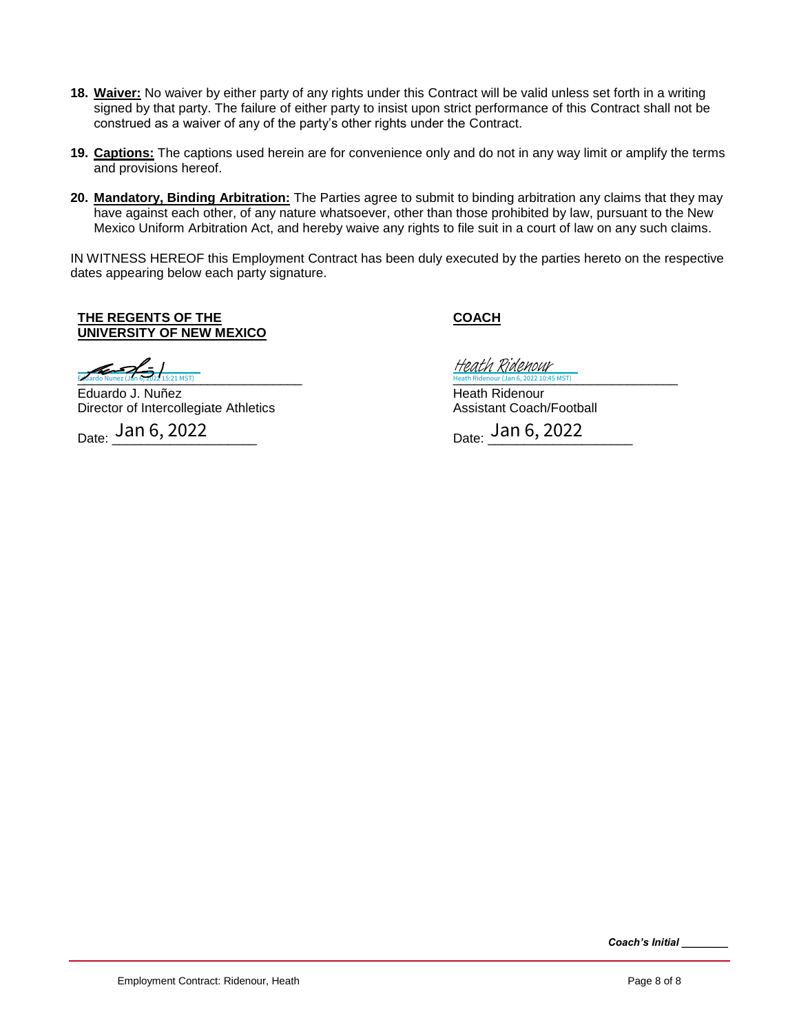18. **Waiver:** No waiver by either party of any rights under this Contract will be valid unless set forth in a writing signed by that party. The failure of either party to insist upon strict performance of this Contract shall not be construed as a waiver of any of the party's other rights under the Contract.

19. **Captions:** The captions used herein are for convenience only and do not in any way limit or amplify the terms and provisions hereof.

20. **Mandatory, Binding Arbitration:** The Parties agree to submit to binding arbitration any claims that they may have against each other, of any nature whatsoever, other than those prohibited by law, pursuant to the New Mexico Uniform Arbitration Act, and hereby waive any rights to file suit in a court of law on any such claims.

IN WITNESS HEREOF this Employment Contract has been duly executed by the parties hereto on the respective dates appearing below each party signature.

**THE REGENTS OF THE UNIVERSITY OF NEW MEXICO**

Eduardo Nunez (Jan 6, 2022 15:21 MST)

Eduardo J. Nuñez
Director of Intercollegiate Athletics

Date: Jan 6, 2022

**COACH**

Heath Ridenour
Heath Ridenour (Jan 6, 2022 10:45 MST)

Heath Ridenour
Assistant Coach/Football

Date: Jan 6, 2022

*Coach's Initial* ________